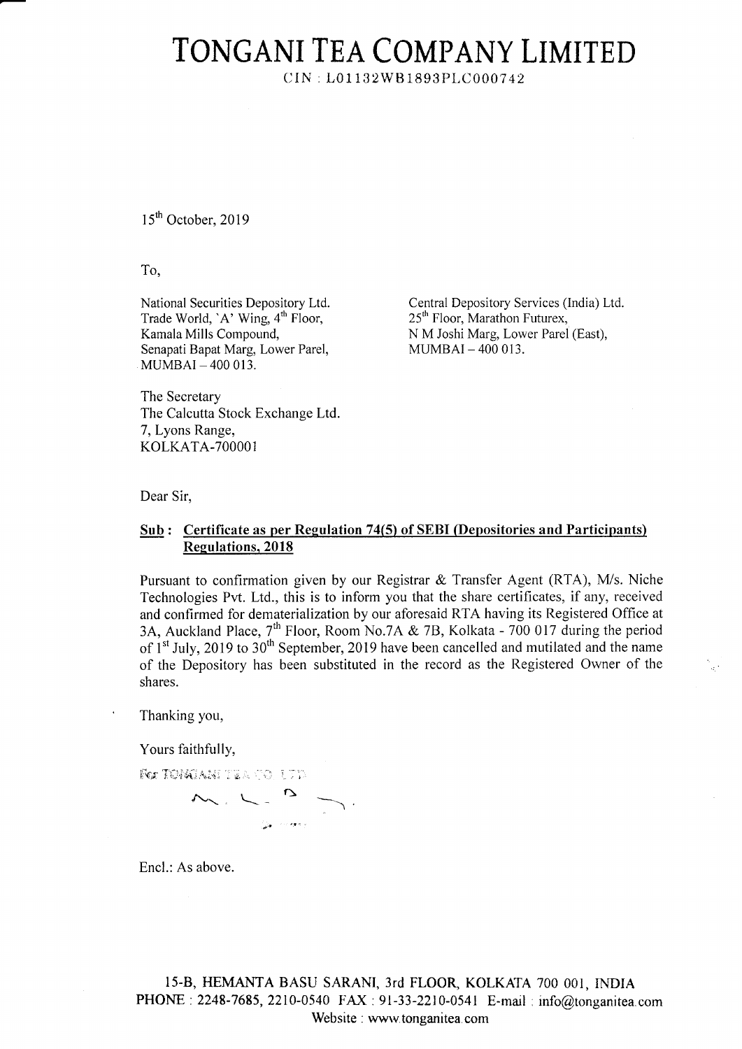# TONGANI TEA COMPANY LIMITED

CIN : L01132WB1893PLC000742

15th October, 2019

To,

National Securities Depository Ltd.
Trade World, 'A' Wing, 4th Floor,
Kamala Mills Compound,
Senapati Bapat Marg, Lower Parel,
MUMBAI – 400 013.

Central Depository Services (India) Ltd.
25th Floor, Marathon Futurex,
N M Joshi Marg, Lower Parel (East),
MUMBAI – 400 013.

The Secretary
The Calcutta Stock Exchange Ltd.
7, Lyons Range,
KOLKATA-700001

Dear Sir,

**Sub : Certificate as per Regulation 74(5) of SEBI (Depositories and Participants) Regulations, 2018**

Pursuant to confirmation given by our Registrar & Transfer Agent (RTA), M/s. Niche Technologies Pvt. Ltd., this is to inform you that the share certificates, if any, received and confirmed for dematerialization by our aforesaid RTA having its Registered Office at 3A, Auckland Place, 7th Floor, Room No.7A & 7B, Kolkata - 700 017 during the period of 1st July, 2019 to 30th September, 2019 have been cancelled and mutilated and the name of the Depository has been substituted in the record as the Registered Owner of the shares.

Thanking you,

Yours faithfully,

For TONGANI TEA CO. LTD.

Encl.: As above.

15-B, HEMANTA BASU SARANI, 3rd FLOOR, KOLKATA 700 001, INDIA
PHONE : 2248-7685, 2210-0540 FAX : 91-33-2210-0541 E-mail : info@tonganitea.com
Website : www.tonganitea.com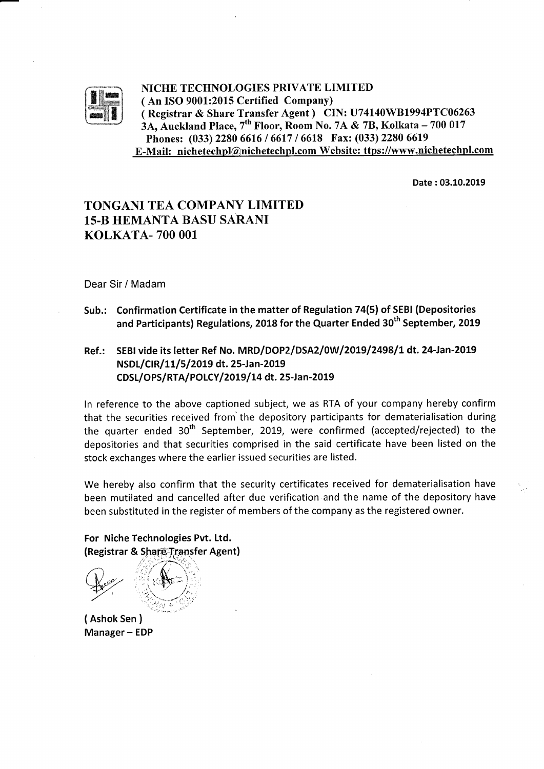**NICHE TECHNOLOGIES PRIVATE LIMITED**
**( An ISO 9001:2015 Certified Company)**
**( Registrar & Share Transfer Agent ) CIN: U74140WB1994PTC06263**
**3A, Auckland Place, 7th Floor, Room No. 7A & 7B, Kolkata – 700 017**
**Phones: (033) 2280 6616 / 6617 / 6618 Fax: (033) 2280 6619**
**E-Mail: nichetechpl@nichetechpl.com Website: ttps://www.nichetechpl.com**

**Date : 03.10.2019**

**TONGANI TEA COMPANY LIMITED**
**15-B HEMANTA BASU SARANI**
**KOLKATA- 700 001**

Dear Sir / Madam

**Sub.: Confirmation Certificate in the matter of Regulation 74(5) of SEBI (Depositories and Participants) Regulations, 2018 for the Quarter Ended 30th September, 2019**

**Ref.: SEBI vide its letter Ref No. MRD/DOP2/DSA2/0W/2019/2498/1 dt. 24-Jan-2019**
**NSDL/CIR/11/5/2019 dt. 25-Jan-2019**
**CDSL/OPS/RTA/POLCY/2019/14 dt. 25-Jan-2019**

In reference to the above captioned subject, we as RTA of your company hereby confirm that the securities received from the depository participants for dematerialisation during the quarter ended 30th September, 2019, were confirmed (accepted/rejected) to the depositories and that securities comprised in the said certificate have been listed on the stock exchanges where the earlier issued securities are listed.

We hereby also confirm that the security certificates received for dematerialisation have been mutilated and cancelled after due verification and the name of the depository have been substituted in the register of members of the company as the registered owner.

**For Niche Technologies Pvt. Ltd.**
**(Registrar & Share Transfer Agent)**

**( Ashok Sen )**
**Manager – EDP**